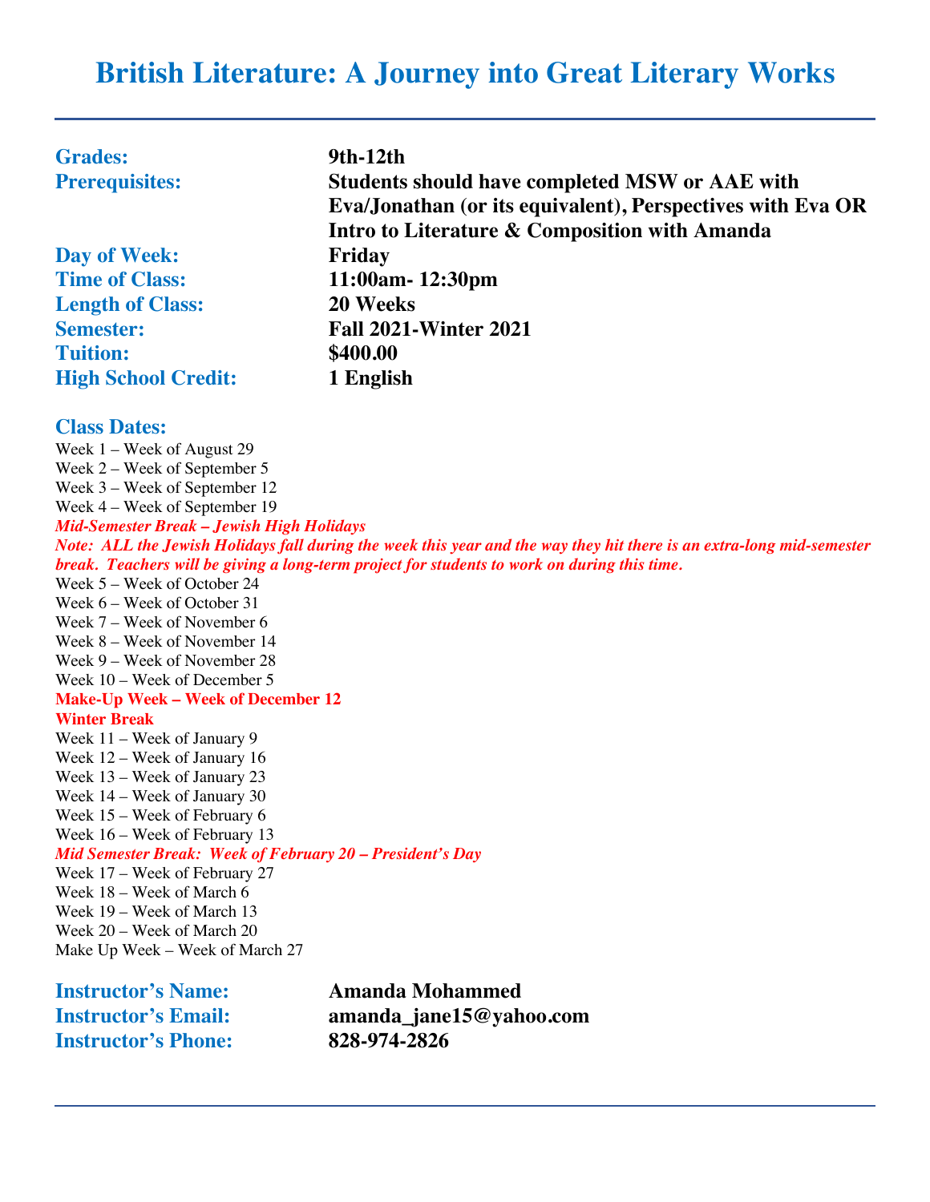# British Literature: A Journey into Great Literary Works

---

| | |
|---|---|
| **Grades:** | **9th-12th** |
| **Prerequisites:** | **Students should have completed MSW or AAE with Eva/Jonathan (or its equivalent), Perspectives with Eva OR Intro to Literature & Composition with Amanda** |
| **Day of Week:** | **Friday** |
| **Time of Class:** | **11:00am- 12:30pm** |
| **Length of Class:** | **20 Weeks** |
| **Semester:** | **Fall 2021-Winter 2021** |
| **Tuition:** | **$400.00** |
| **High School Credit:** | **1 English** |

**Class Dates:**

Week 1 – Week of August 29
Week 2 – Week of September 5
Week 3 – Week of September 12
Week 4 – Week of September 19
***Mid-Semester Break – Jewish High Holidays***
***Note: ALL the Jewish Holidays fall during the week this year and the way they hit there is an extra-long mid-semester break. Teachers will be giving a long-term project for students to work on during this time.***
Week 5 – Week of October 24
Week 6 – Week of October 31
Week 7 – Week of November 6
Week 8 – Week of November 14
Week 9 – Week of November 28
Week 10 – Week of December 5
**Make-Up Week – Week of December 12**
**Winter Break**
Week 11 – Week of January 9
Week 12 – Week of January 16
Week 13 – Week of January 23
Week 14 – Week of January 30
Week 15 – Week of February 6
Week 16 – Week of February 13
***Mid Semester Break: Week of February 20 – President's Day***
Week 17 – Week of February 27
Week 18 – Week of March 6
Week 19 – Week of March 13
Week 20 – Week of March 20
Make Up Week – Week of March 27

| | |
|---|---|
| **Instructor's Name:** | **Amanda Mohammed** |
| **Instructor's Email:** | **amanda_jane15@yahoo.com** |
| **Instructor's Phone:** | **828-974-2826** |

---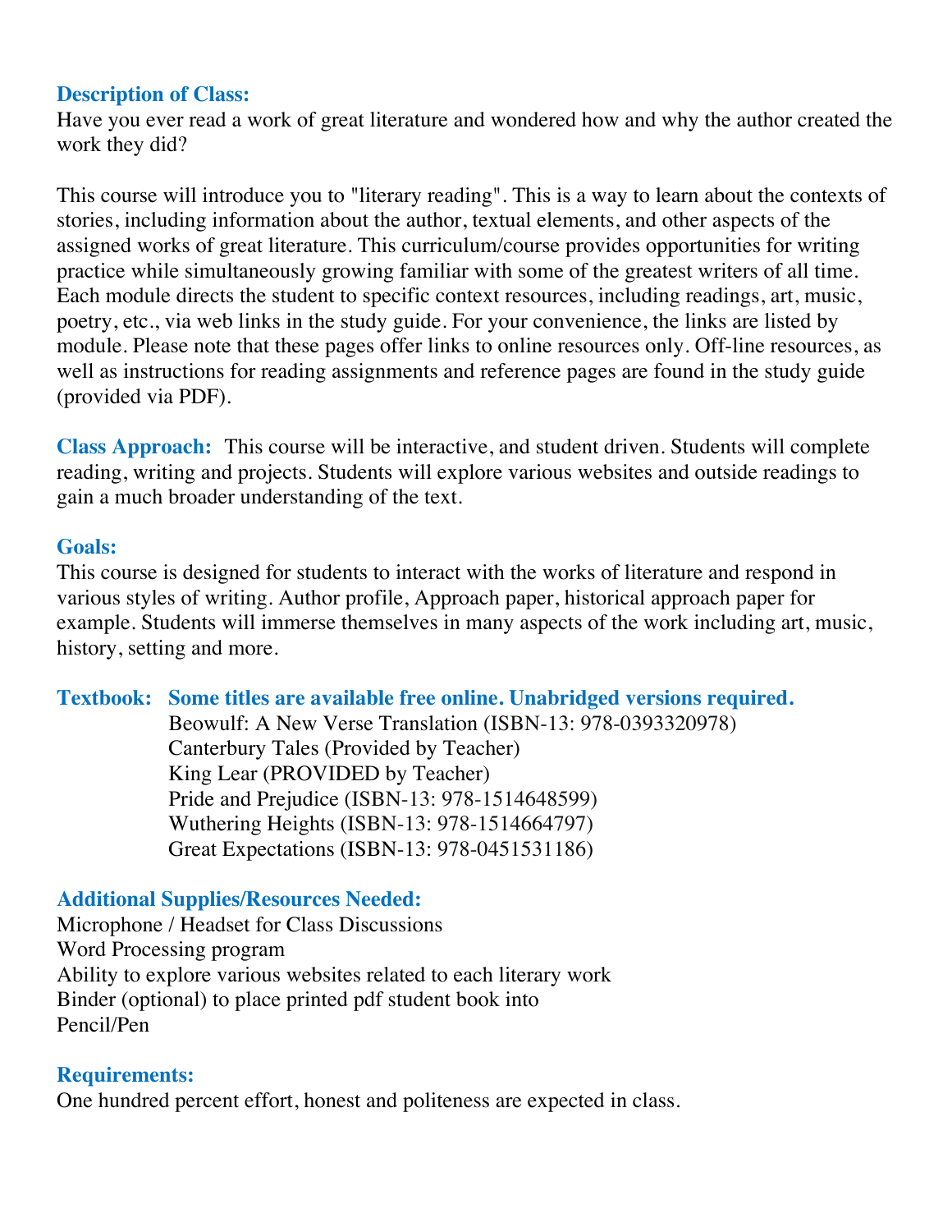### Description of Class:

Have you ever read a work of great literature and wondered how and why the author created the work they did?

This course will introduce you to "literary reading". This is a way to learn about the contexts of stories, including information about the author, textual elements, and other aspects of the assigned works of great literature. This curriculum/course provides opportunities for writing practice while simultaneously growing familiar with some of the greatest writers of all time. Each module directs the student to specific context resources, including readings, art, music, poetry, etc., via web links in the study guide. For your convenience, the links are listed by module. Please note that these pages offer links to online resources only. Off-line resources, as well as instructions for reading assignments and reference pages are found in the study guide (provided via PDF).

**Class Approach:** This course will be interactive, and student driven. Students will complete reading, writing and projects. Students will explore various websites and outside readings to gain a much broader understanding of the text.

### Goals:

This course is designed for students to interact with the works of literature and respond in various styles of writing. Author profile, Approach paper, historical approach paper for example. Students will immerse themselves in many aspects of the work including art, music, history, setting and more.

**Textbook: Some titles are available free online. Unabridged versions required.**

- Beowulf: A New Verse Translation (ISBN-13: 978-0393320978)
- Canterbury Tales (Provided by Teacher)
- King Lear (PROVIDED by Teacher)
- Pride and Prejudice (ISBN-13: 978-1514648599)
- Wuthering Heights (ISBN-13: 978-1514664797)
- Great Expectations (ISBN-13: 978-0451531186)

### Additional Supplies/Resources Needed:

Microphone / Headset for Class Discussions
Word Processing program
Ability to explore various websites related to each literary work
Binder (optional) to place printed pdf student book into
Pencil/Pen

### Requirements:

One hundred percent effort, honest and politeness are expected in class.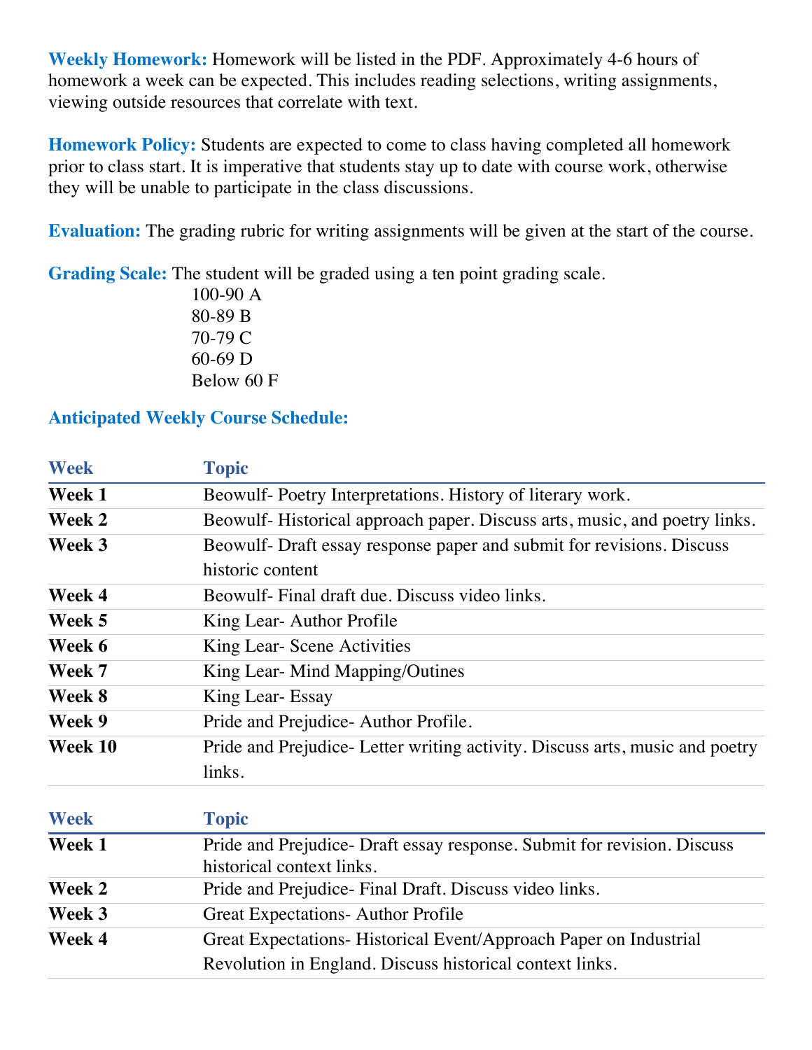**Weekly Homework:** Homework will be listed in the PDF. Approximately 4-6 hours of homework a week can be expected. This includes reading selections, writing assignments, viewing outside resources that correlate with text.

**Homework Policy:** Students are expected to come to class having completed all homework prior to class start. It is imperative that students stay up to date with course work, otherwise they will be unable to participate in the class discussions.

**Evaluation:** The grading rubric for writing assignments will be given at the start of the course.

**Grading Scale:** The student will be graded using a ten point grading scale.

100-90 A
80-89 B
70-79 C
60-69 D
Below 60 F

**Anticipated Weekly Course Schedule:**

| Week | Topic |
|---|---|
| **Week 1** | Beowulf- Poetry Interpretations. History of literary work. |
| **Week 2** | Beowulf- Historical approach paper. Discuss arts, music, and poetry links. |
| **Week 3** | Beowulf- Draft essay response paper and submit for revisions. Discuss historic content |
| **Week 4** | Beowulf- Final draft due. Discuss video links. |
| **Week 5** | King Lear- Author Profile |
| **Week 6** | King Lear- Scene Activities |
| **Week 7** | King Lear- Mind Mapping/Outines |
| **Week 8** | King Lear- Essay |
| **Week 9** | Pride and Prejudice- Author Profile. |
| **Week 10** | Pride and Prejudice- Letter writing activity. Discuss arts, music and poetry links. |

| Week | Topic |
|---|---|
| **Week 1** | Pride and Prejudice- Draft essay response. Submit for revision. Discuss historical context links. |
| **Week 2** | Pride and Prejudice- Final Draft. Discuss video links. |
| **Week 3** | Great Expectations- Author Profile |
| **Week 4** | Great Expectations- Historical Event/Approach Paper on Industrial Revolution in England. Discuss historical context links. |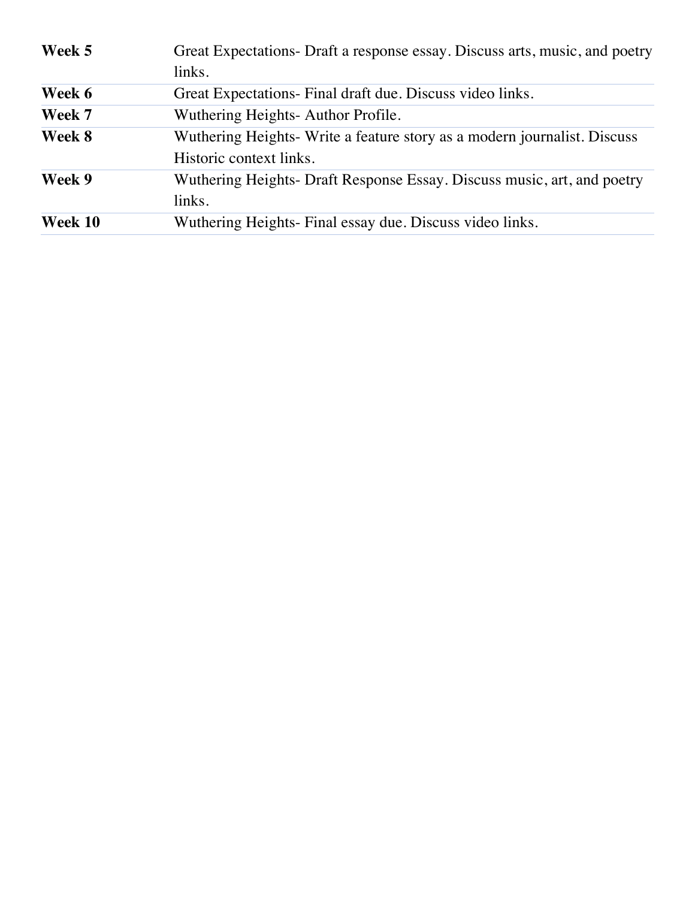| | |
|---|---|
| **Week 5** | Great Expectations- Draft a response essay. Discuss arts, music, and poetry links. |
| **Week 6** | Great Expectations- Final draft due. Discuss video links. |
| **Week 7** | Wuthering Heights- Author Profile. |
| **Week 8** | Wuthering Heights- Write a feature story as a modern journalist. Discuss Historic context links. |
| **Week 9** | Wuthering Heights- Draft Response Essay. Discuss music, art, and poetry links. |
| **Week 10** | Wuthering Heights- Final essay due. Discuss video links. |